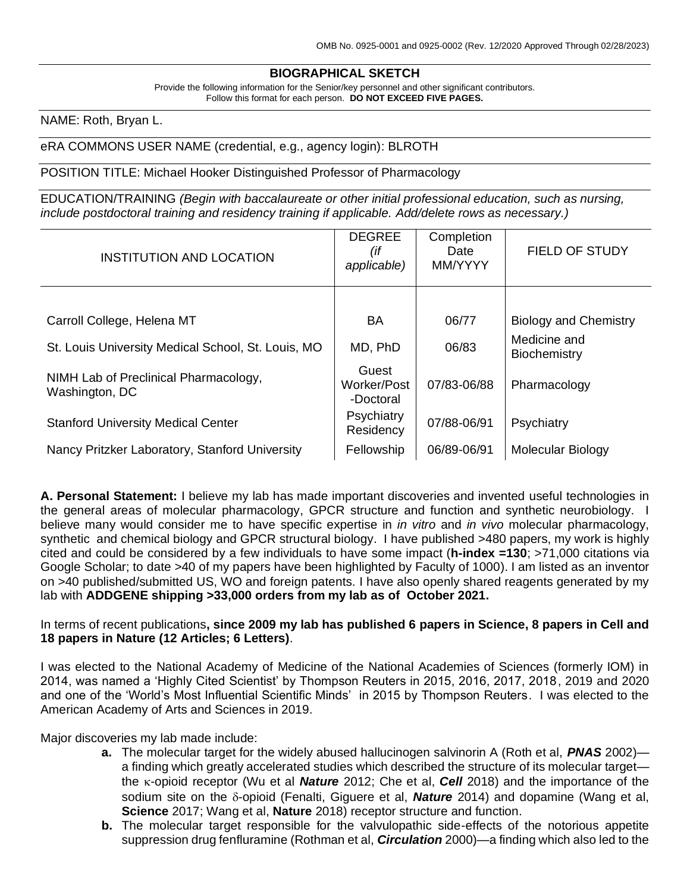OMB No. 0925-0001 and 0925-0002 (Rev. 12/2020 Approved Through 02/28/2023)

## BIOGRAPHICAL SKETCH

Provide the following information for the Senior/key personnel and other significant contributors.
Follow this format for each person. **DO NOT EXCEED FIVE PAGES.**

NAME: Roth, Bryan L.

eRA COMMONS USER NAME (credential, e.g., agency login): BLROTH

POSITION TITLE: Michael Hooker Distinguished Professor of Pharmacology

EDUCATION/TRAINING *(Begin with baccalaureate or other initial professional education, such as nursing, include postdoctoral training and residency training if applicable. Add/delete rows as necessary.)*

| INSTITUTION AND LOCATION | DEGREE *(if applicable)* | Completion Date MM/YYYY | FIELD OF STUDY |
|---|---|---|---|
| Carroll College, Helena MT | BA | 06/77 | Biology and Chemistry |
| St. Louis University Medical School, St. Louis, MO | MD, PhD | 06/83 | Medicine and Biochemistry |
| NIMH Lab of Preclinical Pharmacology, Washington, DC | Guest Worker/Post-Doctoral | 07/83-06/88 | Pharmacology |
| Stanford University Medical Center | Psychiatry Residency | 07/88-06/91 | Psychiatry |
| Nancy Pritzker Laboratory, Stanford University | Fellowship | 06/89-06/91 | Molecular Biology |

**A. Personal Statement:** I believe my lab has made important discoveries and invented useful technologies in the general areas of molecular pharmacology, GPCR structure and function and synthetic neurobiology. I believe many would consider me to have specific expertise in *in vitro* and *in vivo* molecular pharmacology, synthetic and chemical biology and GPCR structural biology. I have published >480 papers, my work is highly cited and could be considered by a few individuals to have some impact (**h-index =130**; >71,000 citations via Google Scholar; to date >40 of my papers have been highlighted by Faculty of 1000). I am listed as an inventor on >40 published/submitted US, WO and foreign patents. I have also openly shared reagents generated by my lab with **ADDGENE shipping >33,000 orders from my lab as of October 2021.**

In terms of recent publications**, since 2009 my lab has published 6 papers in Science, 8 papers in Cell and 18 papers in Nature (12 Articles; 6 Letters)**.

I was elected to the National Academy of Medicine of the National Academies of Sciences (formerly IOM) in 2014, was named a 'Highly Cited Scientist' by Thompson Reuters in 2015, 2016, 2017, 2018, 2019 and 2020 and one of the 'World's Most Influential Scientific Minds' in 2015 by Thompson Reuters. I was elected to the American Academy of Arts and Sciences in 2019.

Major discoveries my lab made include:

- **a.** The molecular target for the widely abused hallucinogen salvinorin A (Roth et al, ***PNAS*** 2002)—a finding which greatly accelerated studies which described the structure of its molecular target—the κ-opioid receptor (Wu et al ***Nature*** 2012; Che et al, ***Cell*** 2018) and the importance of the sodium site on the δ-opioid (Fenalti, Giguere et al, ***Nature*** 2014) and dopamine (Wang et al, **Science** 2017; Wang et al, **Nature** 2018) receptor structure and function.
- **b.** The molecular target responsible for the valvulopathic side-effects of the notorious appetite suppression drug fenfluramine (Rothman et al, ***Circulation*** 2000)—a finding which also led to the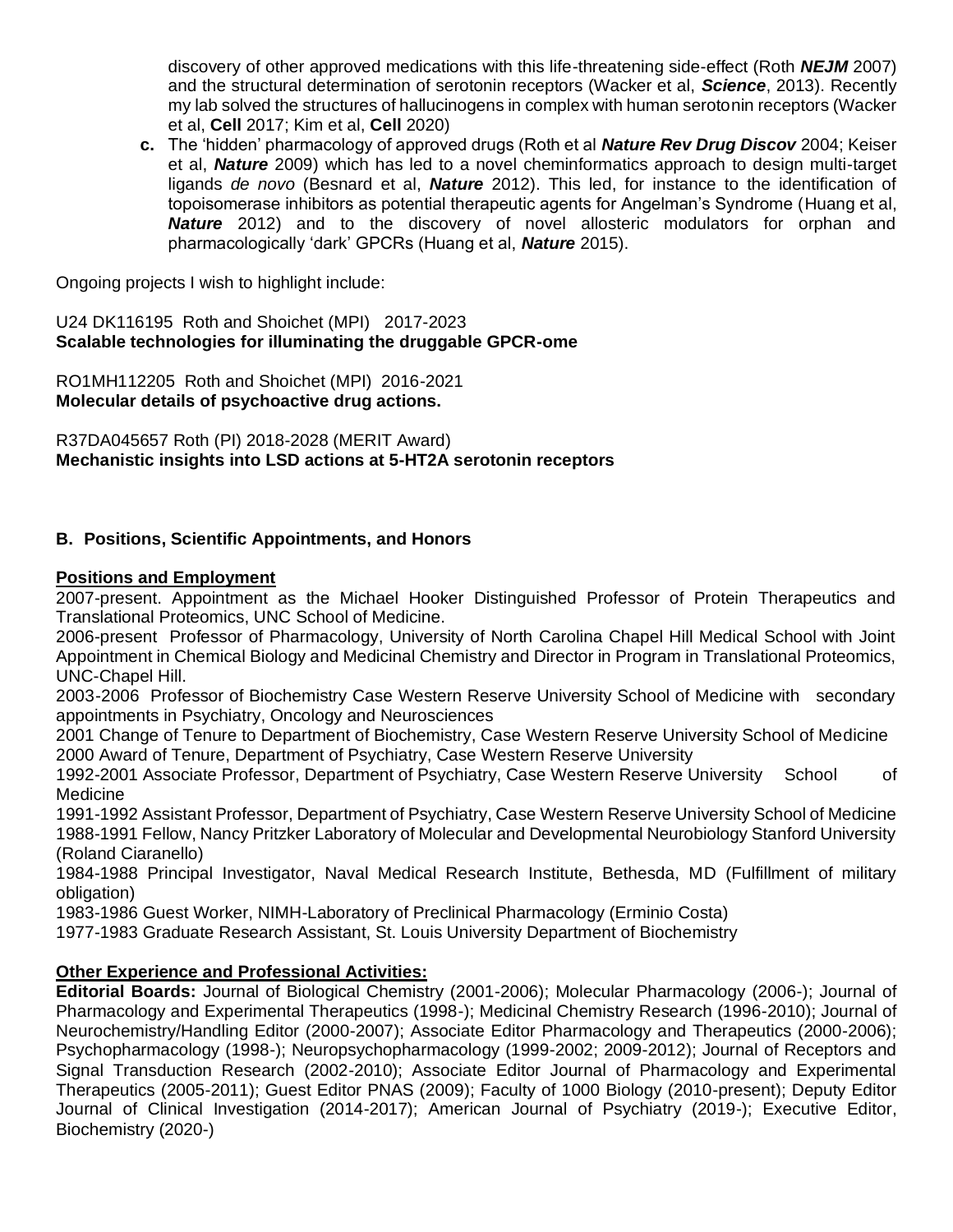discovery of other approved medications with this life-threatening side-effect (Roth ***NEJM*** 2007) and the structural determination of serotonin receptors (Wacker et al, ***Science***, 2013). Recently my lab solved the structures of hallucinogens in complex with human serotonin receptors (Wacker et al, **Cell** 2017; Kim et al, **Cell** 2020)

**c.** The 'hidden' pharmacology of approved drugs (Roth et al ***Nature Rev Drug Discov*** 2004; Keiser et al, ***Nature*** 2009) which has led to a novel cheminformatics approach to design multi-target ligands *de novo* (Besnard et al, ***Nature*** 2012). This led, for instance to the identification of topoisomerase inhibitors as potential therapeutic agents for Angelman's Syndrome (Huang et al, ***Nature*** 2012) and to the discovery of novel allosteric modulators for orphan and pharmacologically 'dark' GPCRs (Huang et al, ***Nature*** 2015).

Ongoing projects I wish to highlight include:

U24 DK116195 Roth and Shoichet (MPI) 2017-2023
**Scalable technologies for illuminating the druggable GPCR-ome**

RO1MH112205 Roth and Shoichet (MPI) 2016-2021
**Molecular details of psychoactive drug actions.**

R37DA045657 Roth (PI) 2018-2028 (MERIT Award)
**Mechanistic insights into LSD actions at 5-HT2A serotonin receptors**

## B. Positions, Scientific Appointments, and Honors

### Positions and Employment

2007-present. Appointment as the Michael Hooker Distinguished Professor of Protein Therapeutics and Translational Proteomics, UNC School of Medicine.

2006-present Professor of Pharmacology, University of North Carolina Chapel Hill Medical School with Joint Appointment in Chemical Biology and Medicinal Chemistry and Director in Program in Translational Proteomics, UNC-Chapel Hill.

2003-2006 Professor of Biochemistry Case Western Reserve University School of Medicine with secondary appointments in Psychiatry, Oncology and Neurosciences

2001 Change of Tenure to Department of Biochemistry, Case Western Reserve University School of Medicine

2000 Award of Tenure, Department of Psychiatry, Case Western Reserve University

1992-2001 Associate Professor, Department of Psychiatry, Case Western Reserve University School of Medicine

1991-1992 Assistant Professor, Department of Psychiatry, Case Western Reserve University School of Medicine

1988-1991 Fellow, Nancy Pritzker Laboratory of Molecular and Developmental Neurobiology Stanford University (Roland Ciaranello)

1984-1988 Principal Investigator, Naval Medical Research Institute, Bethesda, MD (Fulfillment of military obligation)

1983-1986 Guest Worker, NIMH-Laboratory of Preclinical Pharmacology (Erminio Costa)

1977-1983 Graduate Research Assistant, St. Louis University Department of Biochemistry

### Other Experience and Professional Activities:

**Editorial Boards:** Journal of Biological Chemistry (2001-2006); Molecular Pharmacology (2006-); Journal of Pharmacology and Experimental Therapeutics (1998-); Medicinal Chemistry Research (1996-2010); Journal of Neurochemistry/Handling Editor (2000-2007); Associate Editor Pharmacology and Therapeutics (2000-2006); Psychopharmacology (1998-); Neuropsychopharmacology (1999-2002; 2009-2012); Journal of Receptors and Signal Transduction Research (2002-2010); Associate Editor Journal of Pharmacology and Experimental Therapeutics (2005-2011); Guest Editor PNAS (2009); Faculty of 1000 Biology (2010-present); Deputy Editor Journal of Clinical Investigation (2014-2017); American Journal of Psychiatry (2019-); Executive Editor, Biochemistry (2020-)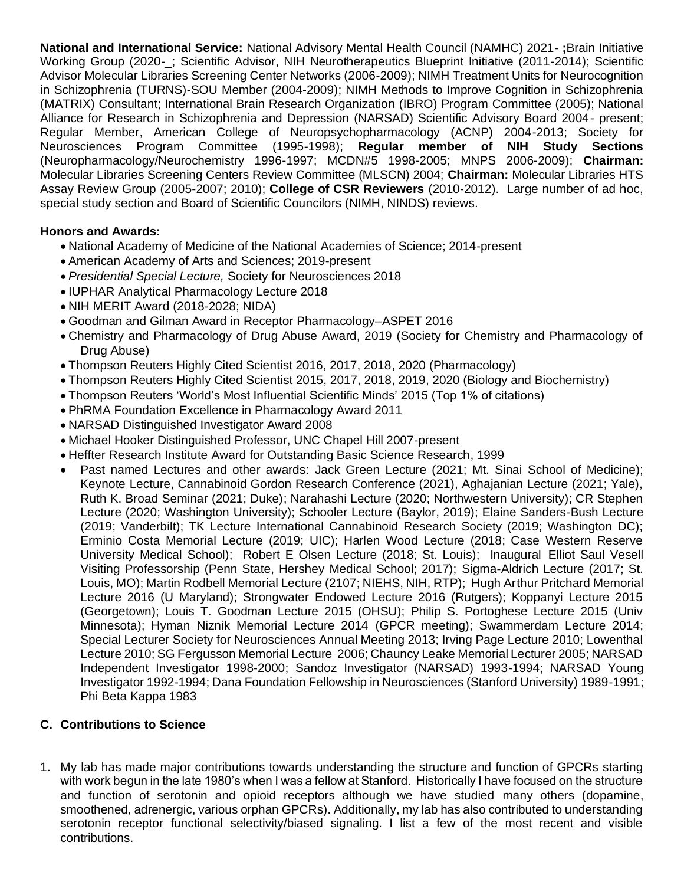**National and International Service:** National Advisory Mental Health Council (NAMHC) 2021- **;**Brain Initiative Working Group (2020-_; Scientific Advisor, NIH Neurotherapeutics Blueprint Initiative (2011-2014); Scientific Advisor Molecular Libraries Screening Center Networks (2006-2009); NIMH Treatment Units for Neurocognition in Schizophrenia (TURNS)-SOU Member (2004-2009); NIMH Methods to Improve Cognition in Schizophrenia (MATRIX) Consultant; International Brain Research Organization (IBRO) Program Committee (2005); National Alliance for Research in Schizophrenia and Depression (NARSAD) Scientific Advisory Board 2004- present; Regular Member, American College of Neuropsychopharmacology (ACNP) 2004-2013; Society for Neurosciences Program Committee (1995-1998); **Regular member of NIH Study Sections** (Neuropharmacology/Neurochemistry 1996-1997; MCDN#5 1998-2005; MNPS 2006-2009); **Chairman:** Molecular Libraries Screening Centers Review Committee (MLSCN) 2004; **Chairman:** Molecular Libraries HTS Assay Review Group (2005-2007; 2010); **College of CSR Reviewers** (2010-2012). Large number of ad hoc, special study section and Board of Scientific Councilors (NIMH, NINDS) reviews.

**Honors and Awards:**

- National Academy of Medicine of the National Academies of Science; 2014-present
- American Academy of Arts and Sciences; 2019-present
- *Presidential Special Lecture,* Society for Neurosciences 2018
- IUPHAR Analytical Pharmacology Lecture 2018
- NIH MERIT Award (2018-2028; NIDA)
- Goodman and Gilman Award in Receptor Pharmacology–ASPET 2016
- Chemistry and Pharmacology of Drug Abuse Award, 2019 (Society for Chemistry and Pharmacology of Drug Abuse)
- Thompson Reuters Highly Cited Scientist 2016, 2017, 2018, 2020 (Pharmacology)
- Thompson Reuters Highly Cited Scientist 2015, 2017, 2018, 2019, 2020 (Biology and Biochemistry)
- Thompson Reuters 'World's Most Influential Scientific Minds' 2015 (Top 1% of citations)
- PhRMA Foundation Excellence in Pharmacology Award 2011
- NARSAD Distinguished Investigator Award 2008
- Michael Hooker Distinguished Professor, UNC Chapel Hill 2007-present
- Heffter Research Institute Award for Outstanding Basic Science Research, 1999
- Past named Lectures and other awards: Jack Green Lecture (2021; Mt. Sinai School of Medicine); Keynote Lecture, Cannabinoid Gordon Research Conference (2021), Aghajanian Lecture (2021; Yale), Ruth K. Broad Seminar (2021; Duke); Narahashi Lecture (2020; Northwestern University); CR Stephen Lecture (2020; Washington University); Schooler Lecture (Baylor, 2019); Elaine Sanders-Bush Lecture (2019; Vanderbilt); TK Lecture International Cannabinoid Research Society (2019; Washington DC); Erminio Costa Memorial Lecture (2019; UIC); Harlen Wood Lecture (2018; Case Western Reserve University Medical School); Robert E Olsen Lecture (2018; St. Louis); Inaugural Elliot Saul Vesell Visiting Professorship (Penn State, Hershey Medical School; 2017); Sigma-Aldrich Lecture (2017; St. Louis, MO); Martin Rodbell Memorial Lecture (2107; NIEHS, NIH, RTP); Hugh Arthur Pritchard Memorial Lecture 2016 (U Maryland); Strongwater Endowed Lecture 2016 (Rutgers); Koppanyi Lecture 2015 (Georgetown); Louis T. Goodman Lecture 2015 (OHSU); Philip S. Portoghese Lecture 2015 (Univ Minnesota); Hyman Niznik Memorial Lecture 2014 (GPCR meeting); Swammerdam Lecture 2014; Special Lecturer Society for Neurosciences Annual Meeting 2013; Irving Page Lecture 2010; Lowenthal Lecture 2010; SG Fergusson Memorial Lecture 2006; Chauncy Leake Memorial Lecturer 2005; NARSAD Independent Investigator 1998-2000; Sandoz Investigator (NARSAD) 1993-1994; NARSAD Young Investigator 1992-1994; Dana Foundation Fellowship in Neurosciences (Stanford University) 1989-1991; Phi Beta Kappa 1983

## C. Contributions to Science

1. My lab has made major contributions towards understanding the structure and function of GPCRs starting with work begun in the late 1980's when I was a fellow at Stanford. Historically I have focused on the structure and function of serotonin and opioid receptors although we have studied many others (dopamine, smoothened, adrenergic, various orphan GPCRs). Additionally, my lab has also contributed to understanding serotonin receptor functional selectivity/biased signaling. I list a few of the most recent and visible contributions.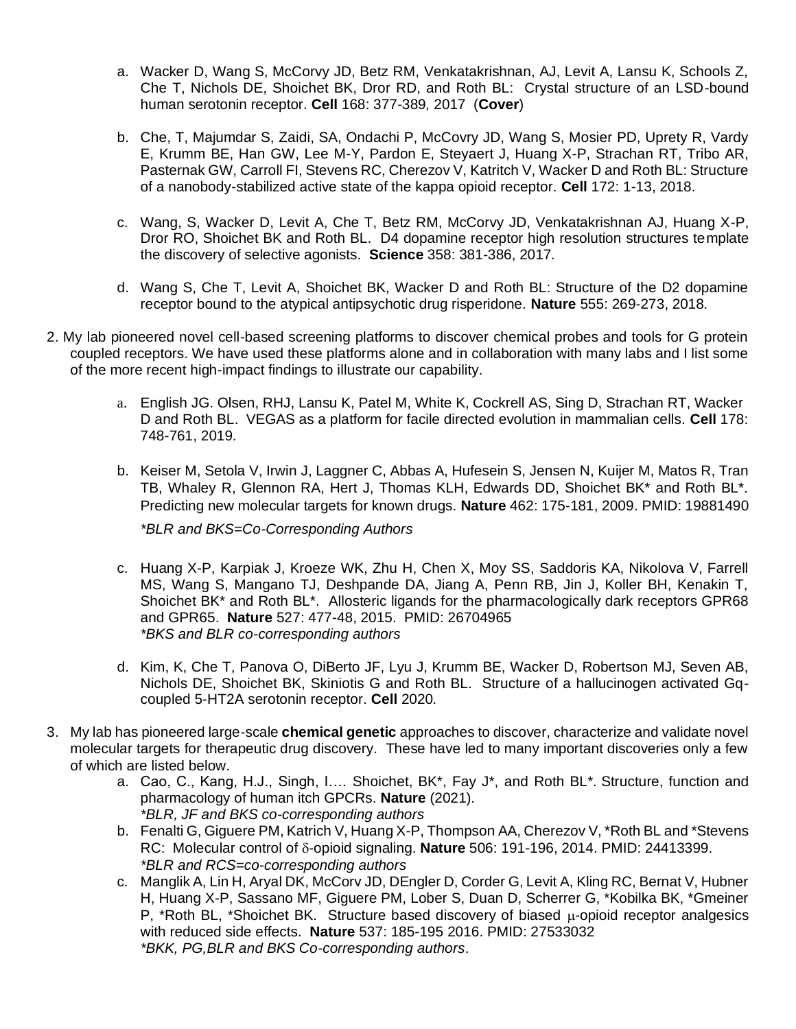a. Wacker D, Wang S, McCorvy JD, Betz RM, Venkatakrishnan, AJ, Levit A, Lansu K, Schools Z, Che T, Nichols DE, Shoichet BK, Dror RD, and Roth BL: Crystal structure of an LSD-bound human serotonin receptor. **Cell** 168: 377-389*,* 2017 (**Cover**)

b. Che, T, Majumdar S, Zaidi, SA, Ondachi P, McCovry JD, Wang S, Mosier PD, Uprety R, Vardy E, Krumm BE, Han GW, Lee M-Y, Pardon E, Steyaert J, Huang X-P, Strachan RT, Tribo AR, Pasternak GW, Carroll FI, Stevens RC, Cherezov V, Katritch V, Wacker D and Roth BL: Structure of a nanobody-stabilized active state of the kappa opioid receptor. **Cell** 172: 1-13, 2018.

c. Wang, S, Wacker D, Levit A, Che T, Betz RM, McCorvy JD, Venkatakrishnan AJ, Huang X-P, Dror RO, Shoichet BK and Roth BL. D4 dopamine receptor high resolution structures template the discovery of selective agonists. **Science** 358: 381-386, 2017*.*

d. Wang S, Che T, Levit A, Shoichet BK, Wacker D and Roth BL: Structure of the D2 dopamine receptor bound to the atypical antipsychotic drug risperidone. **Nature** 555: 269-273, 2018*.*

2. My lab pioneered novel cell-based screening platforms to discover chemical probes and tools for G protein coupled receptors. We have used these platforms alone and in collaboration with many labs and I list some of the more recent high-impact findings to illustrate our capability.

a. English JG. Olsen, RHJ, Lansu K, Patel M, White K, Cockrell AS, Sing D, Strachan RT, Wacker D and Roth BL. VEGAS as a platform for facile directed evolution in mammalian cells. **Cell** 178: 748-761, 2019*.*

b. Keiser M, Setola V, Irwin J, Laggner C, Abbas A, Hufesein S, Jensen N, Kuijer M, Matos R, Tran TB, Whaley R, Glennon RA, Hert J, Thomas KLH, Edwards DD, Shoichet BK* and Roth BL*. Predicting new molecular targets for known drugs. **Nature** 462: 175-181, 2009. PMID: 19881490

*\*BLR and BKS=Co-Corresponding Authors*

c. Huang X-P, Karpiak J, Kroeze WK, Zhu H, Chen X, Moy SS, Saddoris KA, Nikolova V, Farrell MS, Wang S, Mangano TJ, Deshpande DA, Jiang A, Penn RB, Jin J, Koller BH, Kenakin T, Shoichet BK* and Roth BL*. Allosteric ligands for the pharmacologically dark receptors GPR68 and GPR65. **Nature** 527: 477-48, 2015. PMID: 26704965
*\*BKS and BLR co-corresponding authors*

d. Kim, K, Che T, Panova O, DiBerto JF, Lyu J, Krumm BE, Wacker D, Robertson MJ, Seven AB, Nichols DE, Shoichet BK, Skiniotis G and Roth BL. Structure of a hallucinogen activated Gq-coupled 5-HT2A serotonin receptor. **Cell** 2020*.*

3. My lab has pioneered large-scale **chemical genetic** approaches to discover, characterize and validate novel molecular targets for therapeutic drug discovery. These have led to many important discoveries only a few of which are listed below.

a. Cao, C., Kang, H.J., Singh, I…. Shoichet, BK*, Fay J*, and Roth BL*. Structure, function and pharmacology of human itch GPCRs. **Nature** (2021).
*\*BLR, JF and BKS co-corresponding authors*

b. Fenalti G, Giguere PM, Katrich V, Huang X-P, Thompson AA, Cherezov V, *Roth BL and *Stevens RC: Molecular control of δ-opioid signaling. **Nature** 506: 191-196, 2014. PMID: 24413399.
*\*BLR and RCS=co-corresponding authors*

c. Manglik A, Lin H, Aryal DK, McCorv JD, DEngler D, Corder G, Levit A, Kling RC, Bernat V, Hubner H, Huang X-P, Sassano MF, Giguere PM, Lober S, Duan D, Scherrer G, *Kobilka BK, *Gmeiner P, *Roth BL, *Shoichet BK. Structure based discovery of biased μ-opioid receptor analgesics with reduced side effects. **Nature** 537: 185-195 2016. PMID: 27533032
*\*BKK, PG,BLR and BKS Co-corresponding authors*.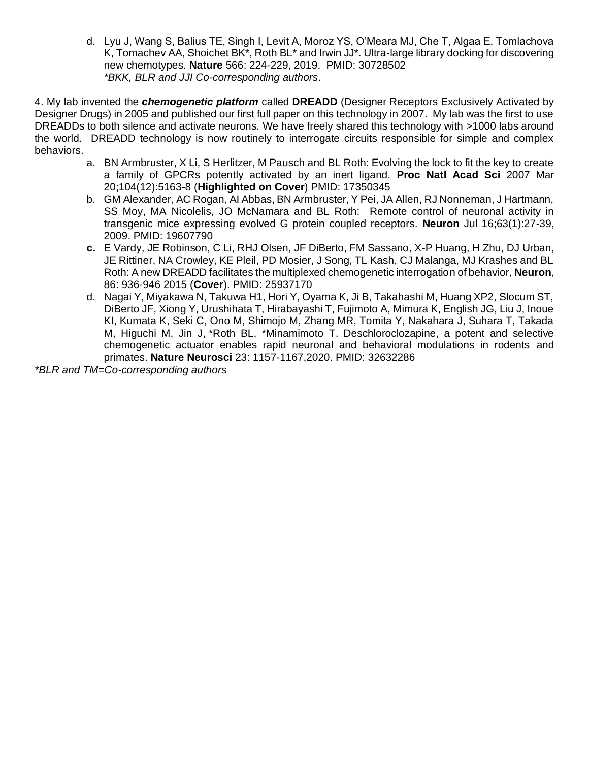d. Lyu J, Wang S, Balius TE, Singh I, Levit A, Moroz YS, O'Meara MJ, Che T, Algaa E, Tomlachova K, Tomachev AA, Shoichet BK*, Roth BL* and Irwin JJ*. Ultra-large library docking for discovering new chemotypes. **Nature** 566: 224-229, 2019. PMID: 30728502
*\*BKK, BLR and JJI Co-corresponding authors*.

4. My lab invented the ***chemogenetic platform*** called **DREADD** (Designer Receptors Exclusively Activated by Designer Drugs) in 2005 and published our first full paper on this technology in 2007. My lab was the first to use DREADDs to both silence and activate neurons. We have freely shared this technology with >1000 labs around the world. DREADD technology is now routinely to interrogate circuits responsible for simple and complex behaviors.

a. BN Armbruster, X Li, S Herlitzer, M Pausch and BL Roth: Evolving the lock to fit the key to create a family of GPCRs potently activated by an inert ligand. **Proc Natl Acad Sci** 2007 Mar 20;104(12):5163-8 (**Highlighted on Cover**) PMID: 17350345

b. GM Alexander, AC Rogan, AI Abbas, BN Armbruster, Y Pei, JA Allen, RJ Nonneman, J Hartmann, SS Moy, MA Nicolelis, JO McNamara and BL Roth: Remote control of neuronal activity in transgenic mice expressing evolved G protein coupled receptors. **Neuron** Jul 16;63(1):27-39, 2009. PMID: 19607790

**c.** E Vardy, JE Robinson, C Li, RHJ Olsen, JF DiBerto, FM Sassano, X-P Huang, H Zhu, DJ Urban, JE Rittiner, NA Crowley, KE Pleil, PD Mosier, J Song, TL Kash, CJ Malanga, MJ Krashes and BL Roth: A new DREADD facilitates the multiplexed chemogenetic interrogation of behavior, **Neuron**, 86: 936-946 2015 (**Cover**). PMID: 25937170

d. Nagai Y, Miyakawa N, Takuwa H1, Hori Y, Oyama K, Ji B, Takahashi M, Huang XP2, Slocum ST, DiBerto JF, Xiong Y, Urushihata T, Hirabayashi T, Fujimoto A, Mimura K, English JG, Liu J, Inoue KI, Kumata K, Seki C, Ono M, Shimojo M, Zhang MR, Tomita Y, Nakahara J, Suhara T, Takada M, Higuchi M, Jin J, *Roth BL, *Minamimoto T. Deschloroclozapine, a potent and selective chemogenetic actuator enables rapid neuronal and behavioral modulations in rodents and primates. **Nature Neurosci** 23: 1157-1167,2020. PMID: 32632286

*\*BLR and TM=Co-corresponding authors*